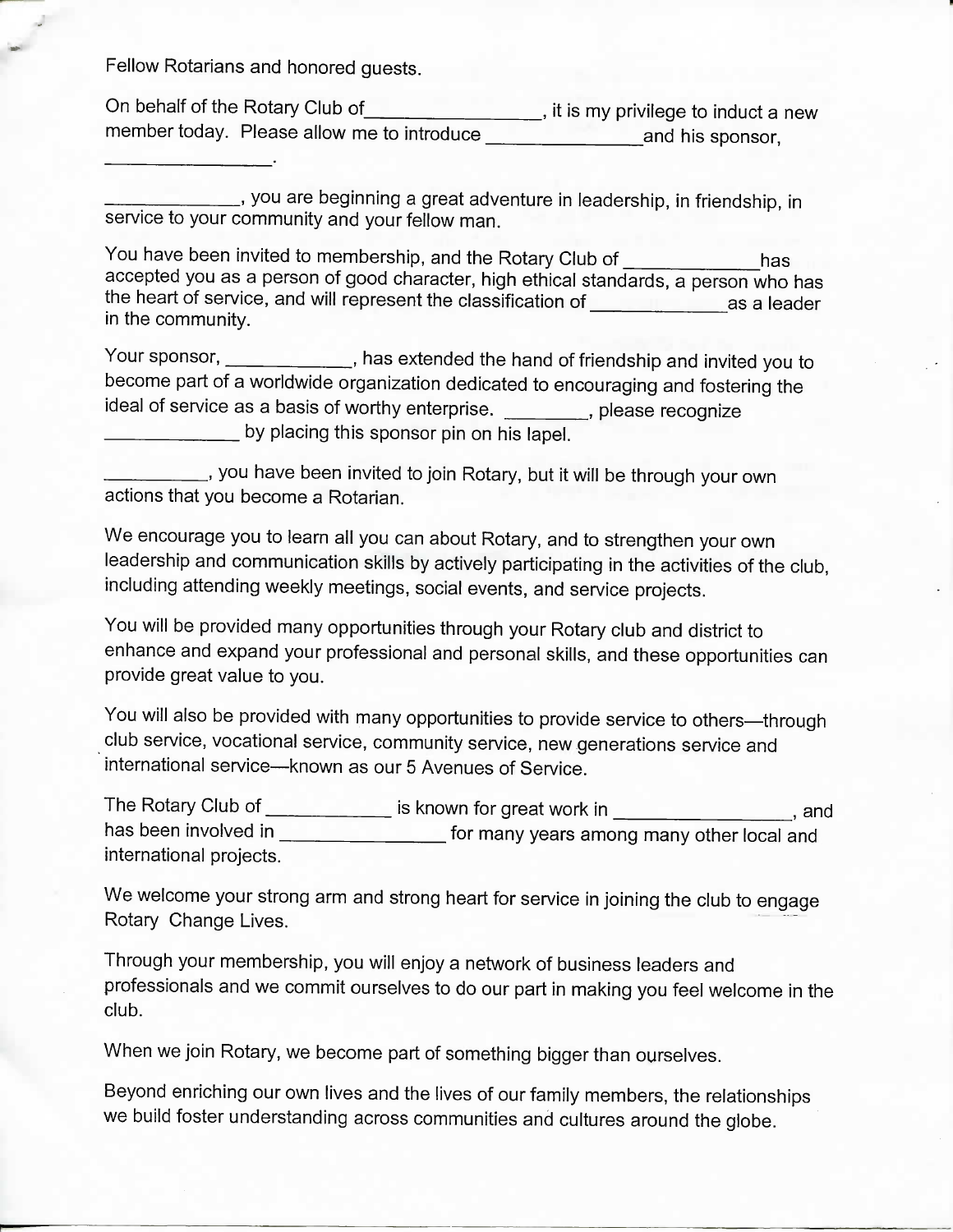Fellow Rotarians and honored guests.

On behalf of the Rotary Club of_________________, it is my privilege to induct a new member today. Please allow me to introduce ______________and his sponsor, _________________.

_____________, you are beginning a great adventure in leadership, in friendship, in service to your community and your fellow man.

You have been invited to membership, and the Rotary Club of _____________has accepted you as a person of good character, high ethical standards, a person who has the heart of service, and will represent the classification of _____________as a leader in the community.

Your sponsor, ____________, has extended the hand of friendship and invited you to become part of a worldwide organization dedicated to encouraging and fostering the ideal of service as a basis of worthy enterprise. ________, please recognize _____________ by placing this sponsor pin on his lapel.

__________, you have been invited to join Rotary, but it will be through your own actions that you become a Rotarian.

We encourage you to learn all you can about Rotary, and to strengthen your own leadership and communication skills by actively participating in the activities of the club, including attending weekly meetings, social events, and service projects.

You will be provided many opportunities through your Rotary club and district to enhance and expand your professional and personal skills, and these opportunities can provide great value to you.

You will also be provided with many opportunities to provide service to others—through club service, vocational service, community service, new generations service and international service—known as our 5 Avenues of Service.

The Rotary Club of ____________ is known for great work in _________________, and has been involved in ________________ for many years among many other local and international projects.

We welcome your strong arm and strong heart for service in joining the club to engage Rotary Change Lives.

Through your membership, you will enjoy a network of business leaders and professionals and we commit ourselves to do our part in making you feel welcome in the club.

When we join Rotary, we become part of something bigger than ourselves.

Beyond enriching our own lives and the lives of our family members, the relationships we build foster understanding across communities and cultures around the globe.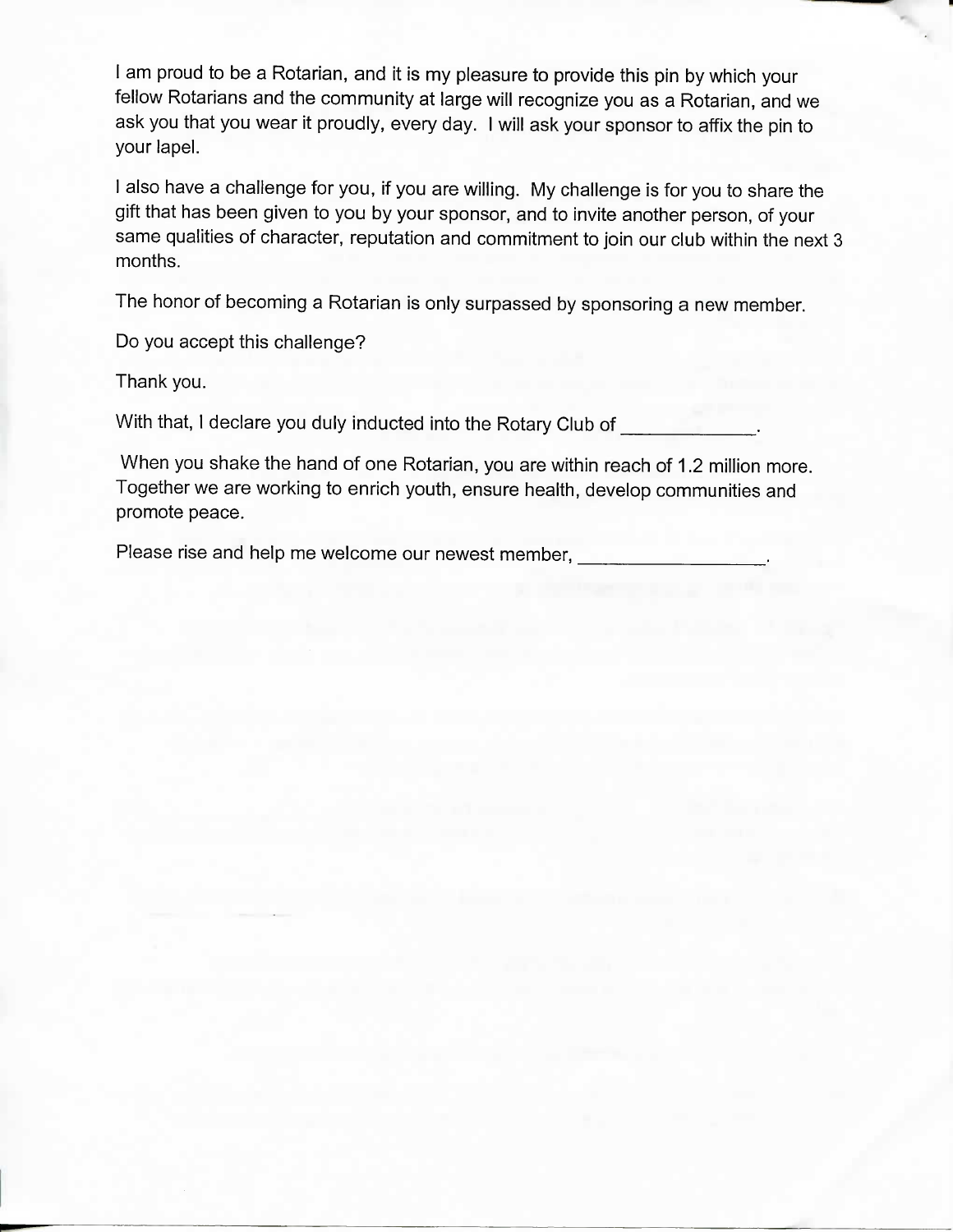I am proud to be a Rotarian, and it is my pleasure to provide this pin by which your fellow Rotarians and the community at large will recognize you as a Rotarian, and we ask you that you wear it proudly, every day. I will ask your sponsor to affix the pin to your lapel.

I also have a challenge for you, if you are willing. My challenge is for you to share the gift that has been given to you by your sponsor, and to invite another person, of your same qualities of character, reputation and commitment to join our club within the next 3 months.

The honor of becoming a Rotarian is only surpassed by sponsoring a new member.

Do you accept this challenge?

Thank you.

With that, I declare you duly inducted into the Rotary Club of ____________.

When you shake the hand of one Rotarian, you are within reach of 1.2 million more. Together we are working to enrich youth, ensure health, develop communities and promote peace.

Please rise and help me welcome our newest member, _________________.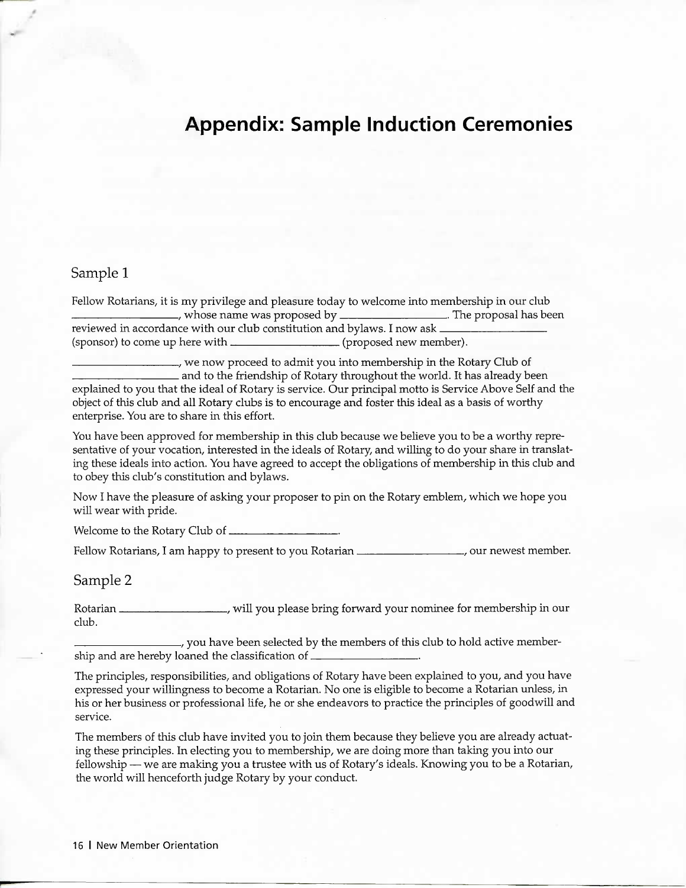# Appendix: Sample Induction Ceremonies

## Sample 1

Fellow Rotarians, it is my privilege and pleasure today to welcome into membership in our club ________________, whose name was proposed by ________________. The proposal has been reviewed in accordance with our club constitution and bylaws. I now ask ________________ (sponsor) to come up here with ________________ (proposed new member).

________________, we now proceed to admit you into membership in the Rotary Club of ________________ and to the friendship of Rotary throughout the world. It has already been explained to you that the ideal of Rotary is service. Our principal motto is Service Above Self and the object of this club and all Rotary clubs is to encourage and foster this ideal as a basis of worthy enterprise. You are to share in this effort.

You have been approved for membership in this club because we believe you to be a worthy representative of your vocation, interested in the ideals of Rotary, and willing to do your share in translating these ideals into action. You have agreed to accept the obligations of membership in this club and to obey this club's constitution and bylaws.

Now I have the pleasure of asking your proposer to pin on the Rotary emblem, which we hope you will wear with pride.

Welcome to the Rotary Club of ________________.

Fellow Rotarians, I am happy to present to you Rotarian ________________, our newest member.

## Sample 2

Rotarian ________________, will you please bring forward your nominee for membership in our club.

________________, you have been selected by the members of this club to hold active membership and are hereby loaned the classification of ________________.

The principles, responsibilities, and obligations of Rotary have been explained to you, and you have expressed your willingness to become a Rotarian. No one is eligible to become a Rotarian unless, in his or her business or professional life, he or she endeavors to practice the principles of goodwill and service.

The members of this club have invited you to join them because they believe you are already actuating these principles. In electing you to membership, we are doing more than taking you into our fellowship — we are making you a trustee with us of Rotary's ideals. Knowing you to be a Rotarian, the world will henceforth judge Rotary by your conduct.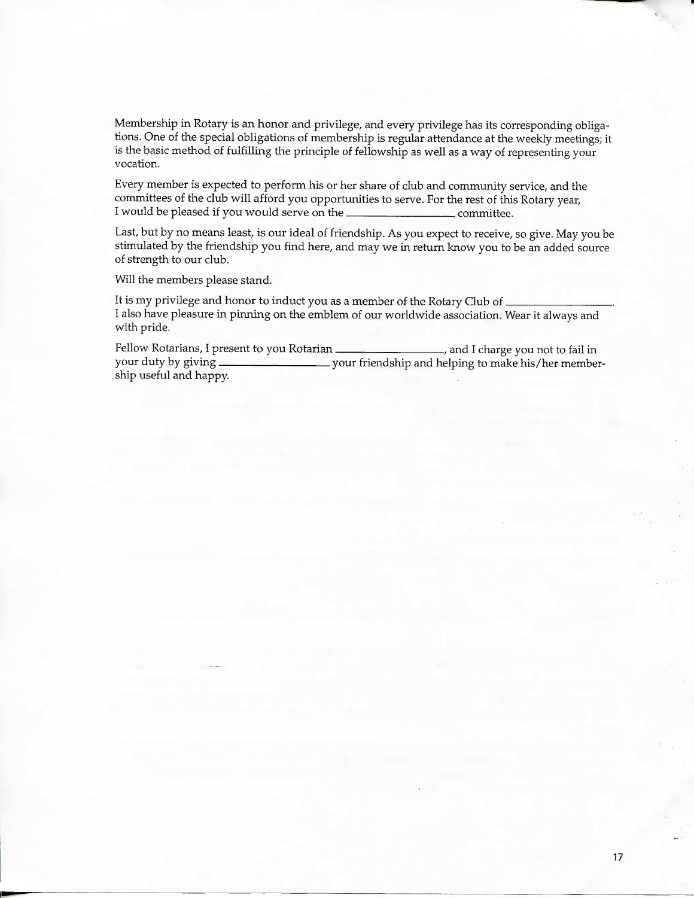Membership in Rotary is an honor and privilege, and every privilege has its corresponding obligations. One of the special obligations of membership is regular attendance at the weekly meetings; it is the basic method of fulfilling the principle of fellowship as well as a way of representing your vocation.

Every member is expected to perform his or her share of club and community service, and the committees of the club will afford you opportunities to serve. For the rest of this Rotary year, I would be pleased if you would serve on the ________________ committee.

Last, but by no means least, is our ideal of friendship. As you expect to receive, so give. May you be stimulated by the friendship you find here, and may we in return know you to be an added source of strength to our club.

Will the members please stand.

It is my privilege and honor to induct you as a member of the Rotary Club of ________________.
I also have pleasure in pinning on the emblem of our worldwide association. Wear it always and with pride.

Fellow Rotarians, I present to you Rotarian ________________, and I charge you not to fail in your duty by giving ________________ your friendship and helping to make his/her membership useful and happy.